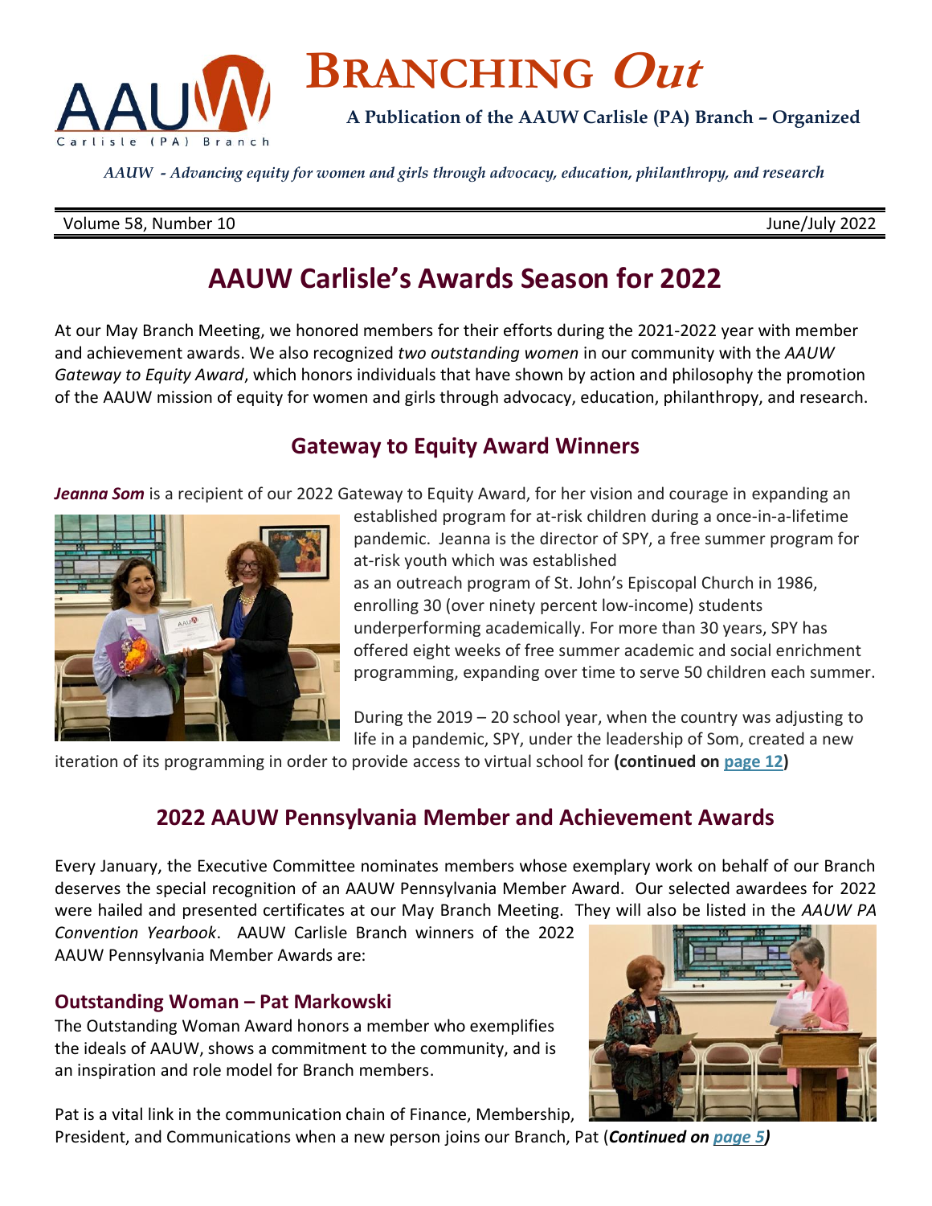# BRANCHING *Out*

**A Publication of the AAUW Carlisle (PA) Branch – Organized**

*AAUW - Advancing equity for women and girls through advocacy, education, philanthropy, and research*

Volume 58, Number 10 June/July 2022

## AAUW Carlisle's Awards Season for 2022

At our May Branch Meeting, we honored members for their efforts during the 2021-2022 year with member and achievement awards. We also recognized *two outstanding women* in our community with the *AAUW Gateway to Equity Award*, which honors individuals that have shown by action and philosophy the promotion of the AAUW mission of equity for women and girls through advocacy, education, philanthropy, and research.

### Gateway to Equity Award Winners

***Jeanna Som*** is a recipient of our 2022 Gateway to Equity Award, for her vision and courage in expanding an established program for at-risk children during a once-in-a-lifetime pandemic. Jeanna is the director of SPY, a free summer program for at-risk youth which was established as an outreach program of St. John's Episcopal Church in 1986, enrolling 30 (over ninety percent low-income) students underperforming academically. For more than 30 years, SPY has offered eight weeks of free summer academic and social enrichment programming, expanding over time to serve 50 children each summer.

During the 2019 – 20 school year, when the country was adjusting to life in a pandemic, SPY, under the leadership of Som, created a new iteration of its programming in order to provide access to virtual school for **(continued on page 12)**

### 2022 AAUW Pennsylvania Member and Achievement Awards

Every January, the Executive Committee nominates members whose exemplary work on behalf of our Branch deserves the special recognition of an AAUW Pennsylvania Member Award. Our selected awardees for 2022 were hailed and presented certificates at our May Branch Meeting. They will also be listed in the *AAUW PA Convention Yearbook*. AAUW Carlisle Branch winners of the 2022 AAUW Pennsylvania Member Awards are:

#### Outstanding Woman – Pat Markowski

The Outstanding Woman Award honors a member who exemplifies the ideals of AAUW, shows a commitment to the community, and is an inspiration and role model for Branch members.

Pat is a vital link in the communication chain of Finance, Membership, President, and Communications when a new person joins our Branch, Pat (***Continued on page 5)***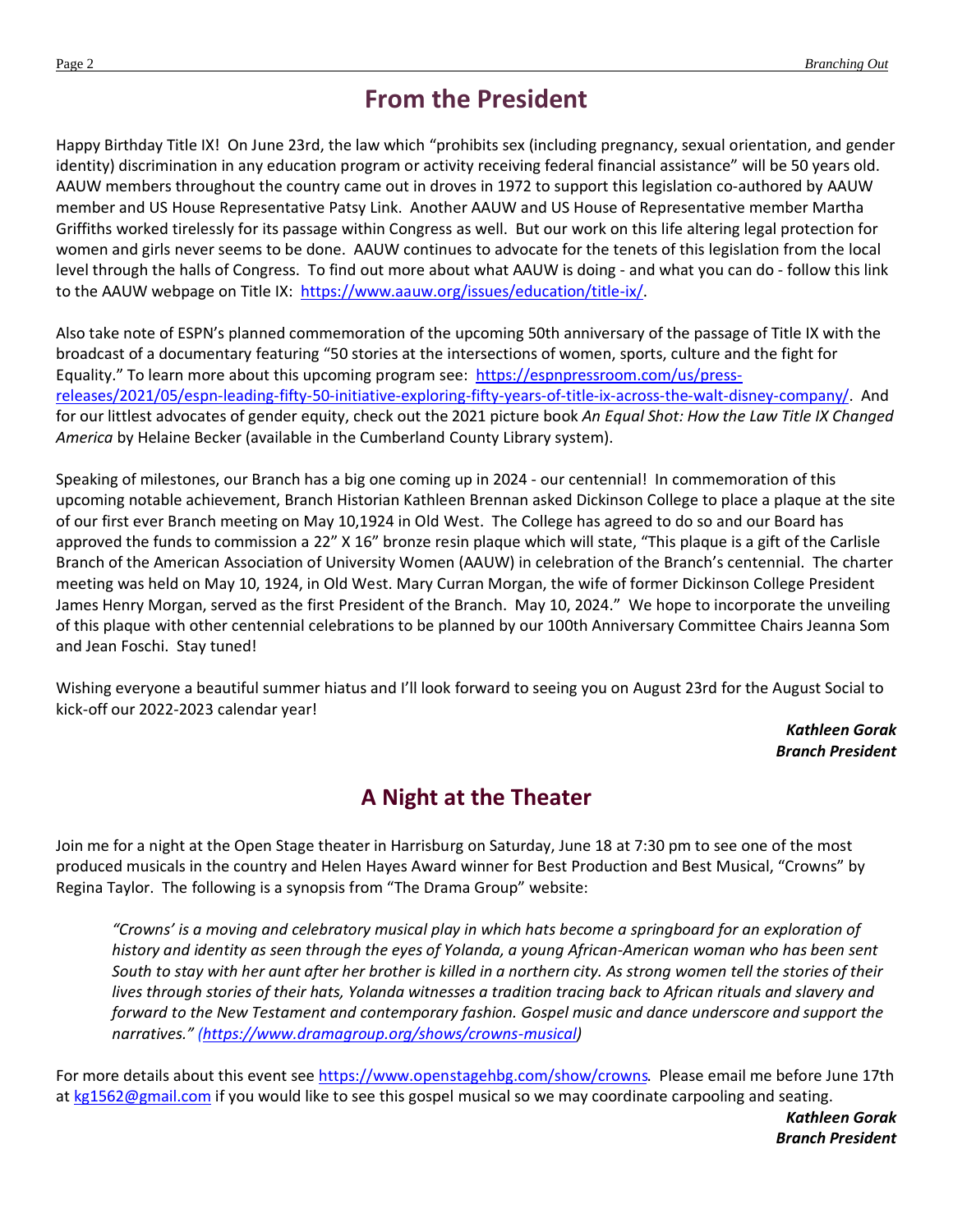## From the President

Happy Birthday Title IX! On June 23rd, the law which "prohibits sex (including pregnancy, sexual orientation, and gender identity) discrimination in any education program or activity receiving federal financial assistance" will be 50 years old. AAUW members throughout the country came out in droves in 1972 to support this legislation co-authored by AAUW member and US House Representative Patsy Link. Another AAUW and US House of Representative member Martha Griffiths worked tirelessly for its passage within Congress as well. But our work on this life altering legal protection for women and girls never seems to be done. AAUW continues to advocate for the tenets of this legislation from the local level through the halls of Congress. To find out more about what AAUW is doing - and what you can do - follow this link to the AAUW webpage on Title IX: https://www.aauw.org/issues/education/title-ix/.

Also take note of ESPN's planned commemoration of the upcoming 50th anniversary of the passage of Title IX with the broadcast of a documentary featuring "50 stories at the intersections of women, sports, culture and the fight for Equality." To learn more about this upcoming program see: https://espnpressroom.com/us/press-releases/2021/05/espn-leading-fifty-50-initiative-exploring-fifty-years-of-title-ix-across-the-walt-disney-company/. And for our littlest advocates of gender equity, check out the 2021 picture book *An Equal Shot: How the Law Title IX Changed America* by Helaine Becker (available in the Cumberland County Library system).

Speaking of milestones, our Branch has a big one coming up in 2024 - our centennial! In commemoration of this upcoming notable achievement, Branch Historian Kathleen Brennan asked Dickinson College to place a plaque at the site of our first ever Branch meeting on May 10,1924 in Old West. The College has agreed to do so and our Board has approved the funds to commission a 22" X 16" bronze resin plaque which will state, "This plaque is a gift of the Carlisle Branch of the American Association of University Women (AAUW) in celebration of the Branch's centennial. The charter meeting was held on May 10, 1924, in Old West. Mary Curran Morgan, the wife of former Dickinson College President James Henry Morgan, served as the first President of the Branch. May 10, 2024." We hope to incorporate the unveiling of this plaque with other centennial celebrations to be planned by our 100th Anniversary Committee Chairs Jeanna Som and Jean Foschi. Stay tuned!

Wishing everyone a beautiful summer hiatus and I'll look forward to seeing you on August 23rd for the August Social to kick-off our 2022-2023 calendar year!

***Kathleen Gorak***
***Branch President***

## A Night at the Theater

Join me for a night at the Open Stage theater in Harrisburg on Saturday, June 18 at 7:30 pm to see one of the most produced musicals in the country and Helen Hayes Award winner for Best Production and Best Musical, "Crowns" by Regina Taylor. The following is a synopsis from "The Drama Group" website:

> *"Crowns' is a moving and celebratory musical play in which hats become a springboard for an exploration of history and identity as seen through the eyes of Yolanda, a young African-American woman who has been sent South to stay with her aunt after her brother is killed in a northern city. As strong women tell the stories of their lives through stories of their hats, Yolanda witnesses a tradition tracing back to African rituals and slavery and forward to the New Testament and contemporary fashion. Gospel music and dance underscore and support the narratives." (https://www.dramagroup.org/shows/crowns-musical)*

For more details about this event see https://www.openstagehbg.com/show/crowns. Please email me before June 17th at kg1562@gmail.com if you would like to see this gospel musical so we may coordinate carpooling and seating.

***Kathleen Gorak***
***Branch President***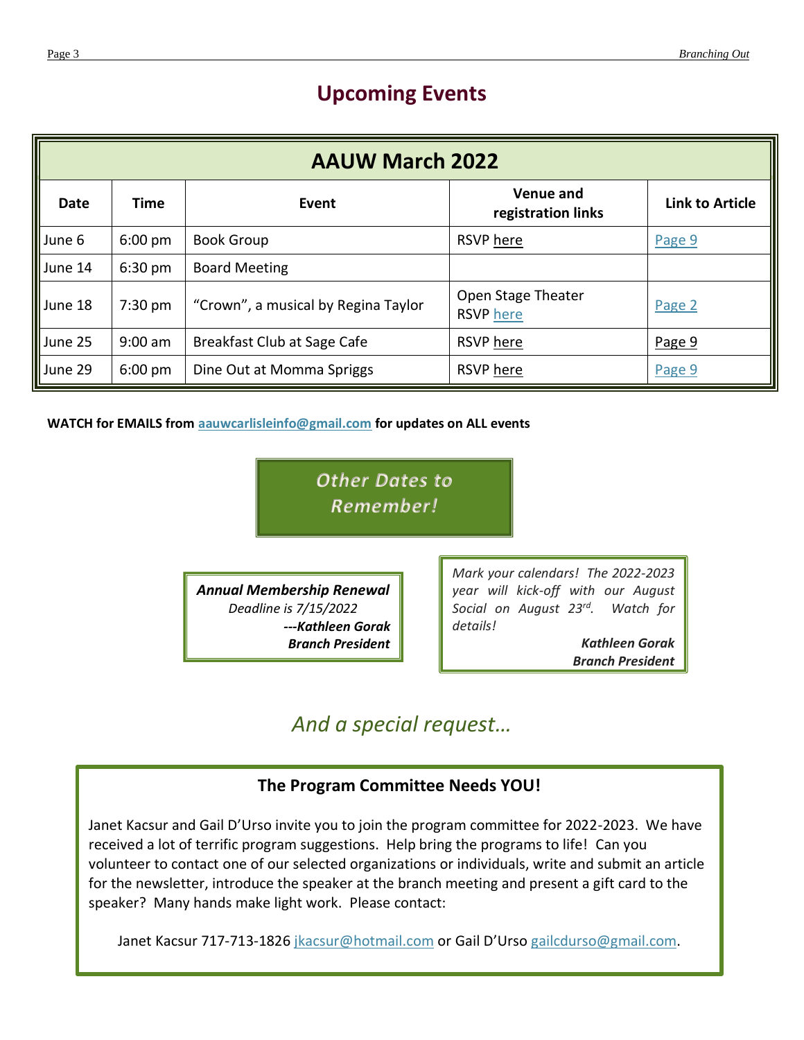# Upcoming Events

| AAUW March 2022 | | | | |
|---|---|---|---|---|
| **Date** | **Time** | **Event** | **Venue and registration links** | **Link to Article** |
| June 6 | 6:00 pm | Book Group | RSVP here | Page 9 |
| June 14 | 6:30 pm | Board Meeting | | |
| June 18 | 7:30 pm | "Crown", a musical by Regina Taylor | Open Stage Theater RSVP here | Page 2 |
| June 25 | 9:00 am | Breakfast Club at Sage Cafe | RSVP here | Page 9 |
| June 29 | 6:00 pm | Dine Out at Momma Spriggs | RSVP here | Page 9 |

**WATCH for EMAILS from aauwcarlisleinfo@gmail.com for updates on ALL events**

## *Other Dates to Remember!*

***Annual Membership Renewal***
*Deadline is 7/15/2022*
***---Kathleen Gorak***
***Branch President***

*Mark your calendars! The 2022-2023 year will kick-off with our August Social on August 23rd. Watch for details!*

***Kathleen Gorak***
***Branch President***

## *And a special request…*

### The Program Committee Needs YOU!

Janet Kacsur and Gail D'Urso invite you to join the program committee for 2022-2023. We have received a lot of terrific program suggestions. Help bring the programs to life! Can you volunteer to contact one of our selected organizations or individuals, write and submit an article for the newsletter, introduce the speaker at the branch meeting and present a gift card to the speaker? Many hands make light work. Please contact:

Janet Kacsur 717-713-1826 jkacsur@hotmail.com or Gail D'Urso gailcdurso@gmail.com.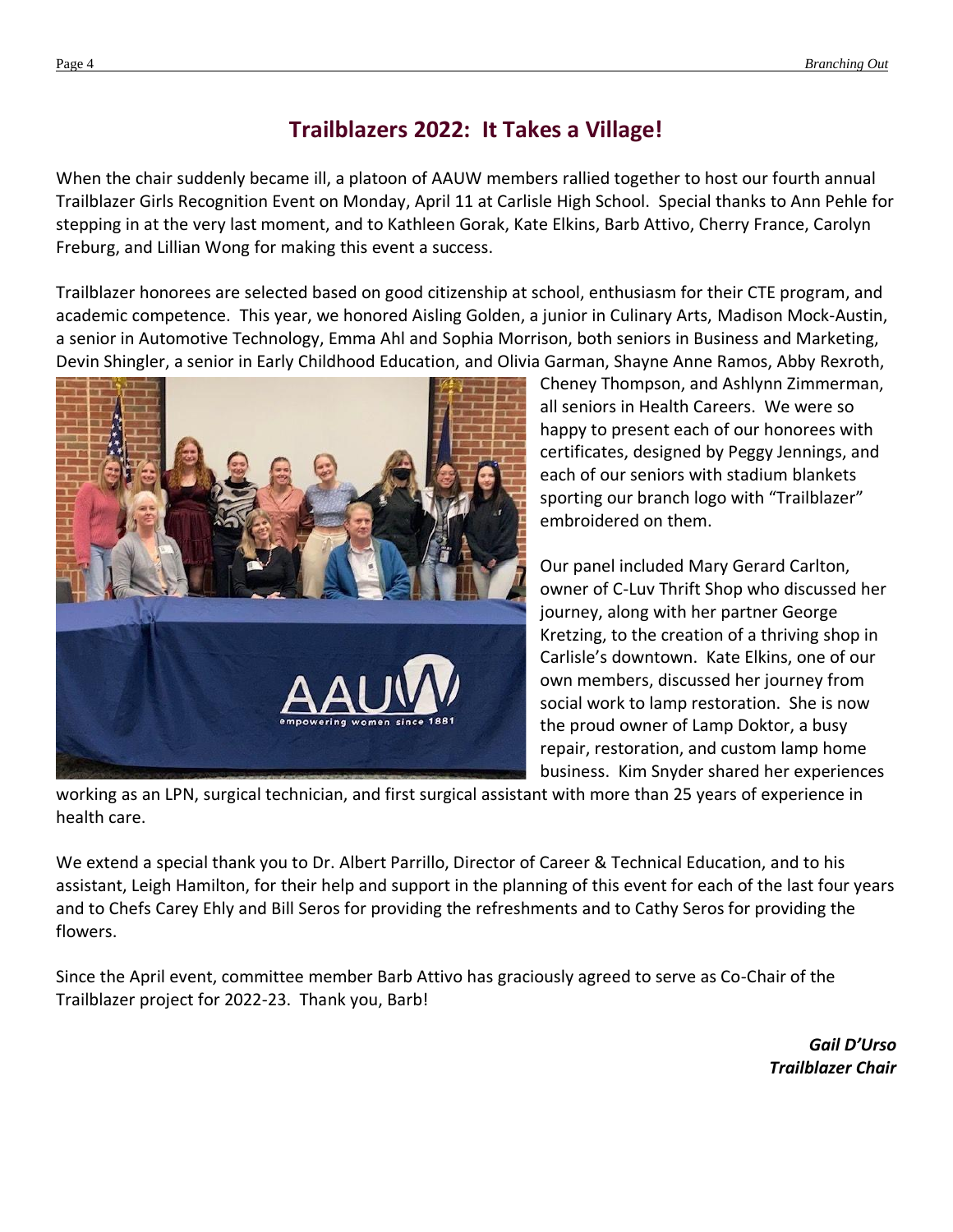## Trailblazers 2022: It Takes a Village!

When the chair suddenly became ill, a platoon of AAUW members rallied together to host our fourth annual Trailblazer Girls Recognition Event on Monday, April 11 at Carlisle High School. Special thanks to Ann Pehle for stepping in at the very last moment, and to Kathleen Gorak, Kate Elkins, Barb Attivo, Cherry France, Carolyn Freburg, and Lillian Wong for making this event a success.

Trailblazer honorees are selected based on good citizenship at school, enthusiasm for their CTE program, and academic competence. This year, we honored Aisling Golden, a junior in Culinary Arts, Madison Mock-Austin, a senior in Automotive Technology, Emma Ahl and Sophia Morrison, both seniors in Business and Marketing, Devin Shingler, a senior in Early Childhood Education, and Olivia Garman, Shayne Anne Ramos, Abby Rexroth, Cheney Thompson, and Ashlynn Zimmerman, all seniors in Health Careers. We were so happy to present each of our honorees with certificates, designed by Peggy Jennings, and each of our seniors with stadium blankets sporting our branch logo with "Trailblazer" embroidered on them.

Our panel included Mary Gerard Carlton, owner of C-Luv Thrift Shop who discussed her journey, along with her partner George Kretzing, to the creation of a thriving shop in Carlisle's downtown. Kate Elkins, one of our own members, discussed her journey from social work to lamp restoration. She is now the proud owner of Lamp Doktor, a busy repair, restoration, and custom lamp home business. Kim Snyder shared her experiences working as an LPN, surgical technician, and first surgical assistant with more than 25 years of experience in health care.

We extend a special thank you to Dr. Albert Parrillo, Director of Career & Technical Education, and to his assistant, Leigh Hamilton, for their help and support in the planning of this event for each of the last four years and to Chefs Carey Ehly and Bill Seros for providing the refreshments and to Cathy Seros for providing the flowers.

Since the April event, committee member Barb Attivo has graciously agreed to serve as Co-Chair of the Trailblazer project for 2022-23. Thank you, Barb!

***Gail D'Urso***
***Trailblazer Chair***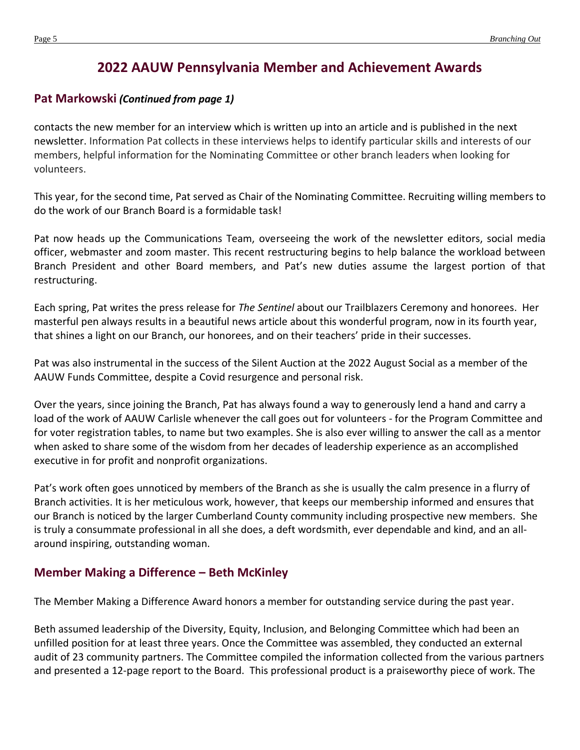## 2022 AAUW Pennsylvania Member and Achievement Awards

### Pat Markowski *(Continued from page 1)*

contacts the new member for an interview which is written up into an article and is published in the next newsletter. Information Pat collects in these interviews helps to identify particular skills and interests of our members, helpful information for the Nominating Committee or other branch leaders when looking for volunteers.

This year, for the second time, Pat served as Chair of the Nominating Committee. Recruiting willing members to do the work of our Branch Board is a formidable task!

Pat now heads up the Communications Team, overseeing the work of the newsletter editors, social media officer, webmaster and zoom master. This recent restructuring begins to help balance the workload between Branch President and other Board members, and Pat's new duties assume the largest portion of that restructuring.

Each spring, Pat writes the press release for *The Sentinel* about our Trailblazers Ceremony and honorees. Her masterful pen always results in a beautiful news article about this wonderful program, now in its fourth year, that shines a light on our Branch, our honorees, and on their teachers' pride in their successes.

Pat was also instrumental in the success of the Silent Auction at the 2022 August Social as a member of the AAUW Funds Committee, despite a Covid resurgence and personal risk.

Over the years, since joining the Branch, Pat has always found a way to generously lend a hand and carry a load of the work of AAUW Carlisle whenever the call goes out for volunteers - for the Program Committee and for voter registration tables, to name but two examples. She is also ever willing to answer the call as a mentor when asked to share some of the wisdom from her decades of leadership experience as an accomplished executive in for profit and nonprofit organizations.

Pat's work often goes unnoticed by members of the Branch as she is usually the calm presence in a flurry of Branch activities. It is her meticulous work, however, that keeps our membership informed and ensures that our Branch is noticed by the larger Cumberland County community including prospective new members. She is truly a consummate professional in all she does, a deft wordsmith, ever dependable and kind, and an all-around inspiring, outstanding woman.

### Member Making a Difference – Beth McKinley

The Member Making a Difference Award honors a member for outstanding service during the past year.

Beth assumed leadership of the Diversity, Equity, Inclusion, and Belonging Committee which had been an unfilled position for at least three years. Once the Committee was assembled, they conducted an external audit of 23 community partners. The Committee compiled the information collected from the various partners and presented a 12-page report to the Board. This professional product is a praiseworthy piece of work. The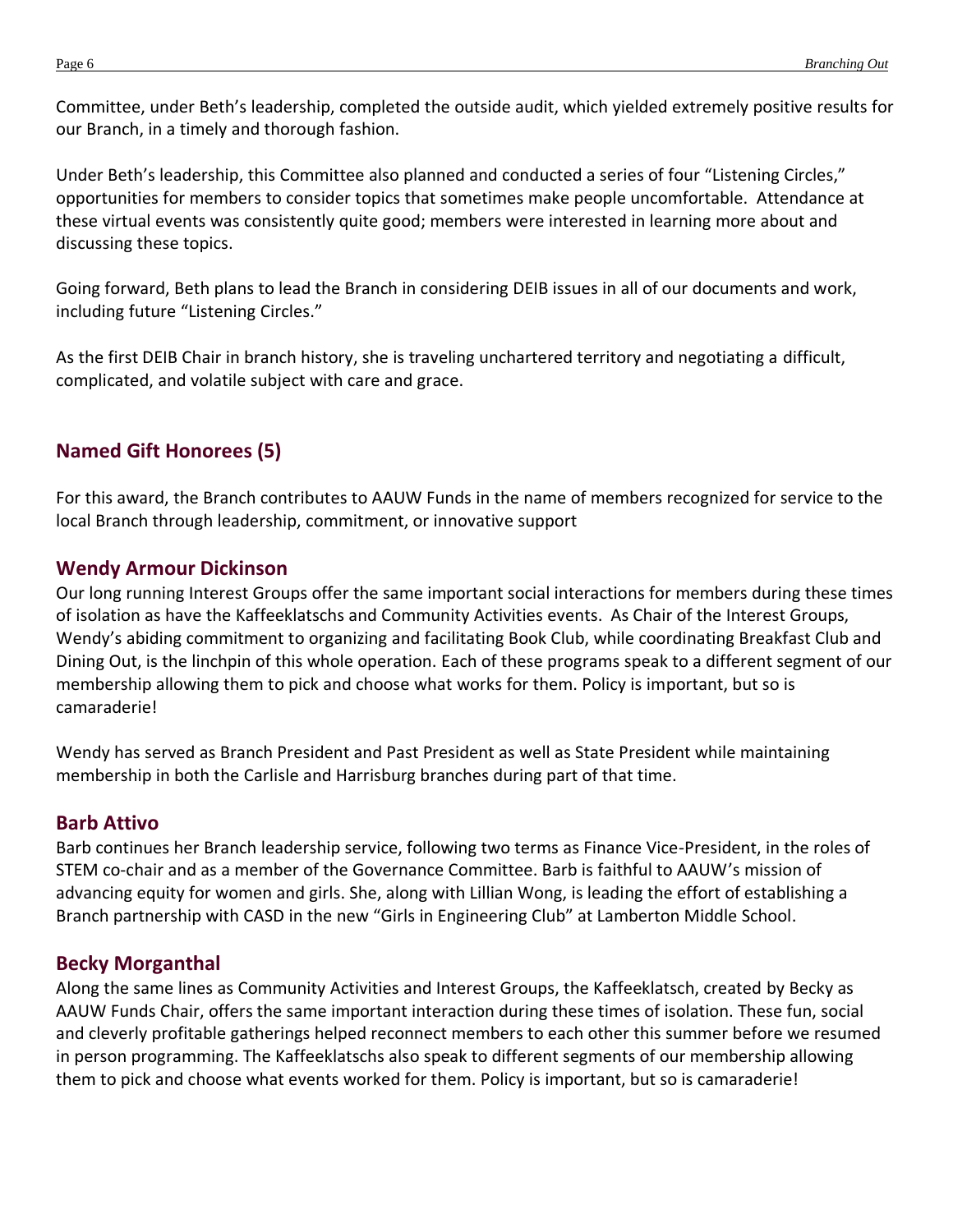Committee, under Beth's leadership, completed the outside audit, which yielded extremely positive results for our Branch, in a timely and thorough fashion.

Under Beth's leadership, this Committee also planned and conducted a series of four "Listening Circles," opportunities for members to consider topics that sometimes make people uncomfortable. Attendance at these virtual events was consistently quite good; members were interested in learning more about and discussing these topics.

Going forward, Beth plans to lead the Branch in considering DEIB issues in all of our documents and work, including future "Listening Circles."

As the first DEIB Chair in branch history, she is traveling unchartered territory and negotiating a difficult, complicated, and volatile subject with care and grace.

## Named Gift Honorees (5)

For this award, the Branch contributes to AAUW Funds in the name of members recognized for service to the local Branch through leadership, commitment, or innovative support

### Wendy Armour Dickinson

Our long running Interest Groups offer the same important social interactions for members during these times of isolation as have the Kaffeeklatschs and Community Activities events. As Chair of the Interest Groups, Wendy's abiding commitment to organizing and facilitating Book Club, while coordinating Breakfast Club and Dining Out, is the linchpin of this whole operation. Each of these programs speak to a different segment of our membership allowing them to pick and choose what works for them. Policy is important, but so is camaraderie!

Wendy has served as Branch President and Past President as well as State President while maintaining membership in both the Carlisle and Harrisburg branches during part of that time.

### Barb Attivo

Barb continues her Branch leadership service, following two terms as Finance Vice-President, in the roles of STEM co-chair and as a member of the Governance Committee. Barb is faithful to AAUW's mission of advancing equity for women and girls. She, along with Lillian Wong, is leading the effort of establishing a Branch partnership with CASD in the new "Girls in Engineering Club" at Lamberton Middle School.

### Becky Morganthal

Along the same lines as Community Activities and Interest Groups, the Kaffeeklatsch, created by Becky as AAUW Funds Chair, offers the same important interaction during these times of isolation. These fun, social and cleverly profitable gatherings helped reconnect members to each other this summer before we resumed in person programming. The Kaffeeklatschs also speak to different segments of our membership allowing them to pick and choose what events worked for them. Policy is important, but so is camaraderie!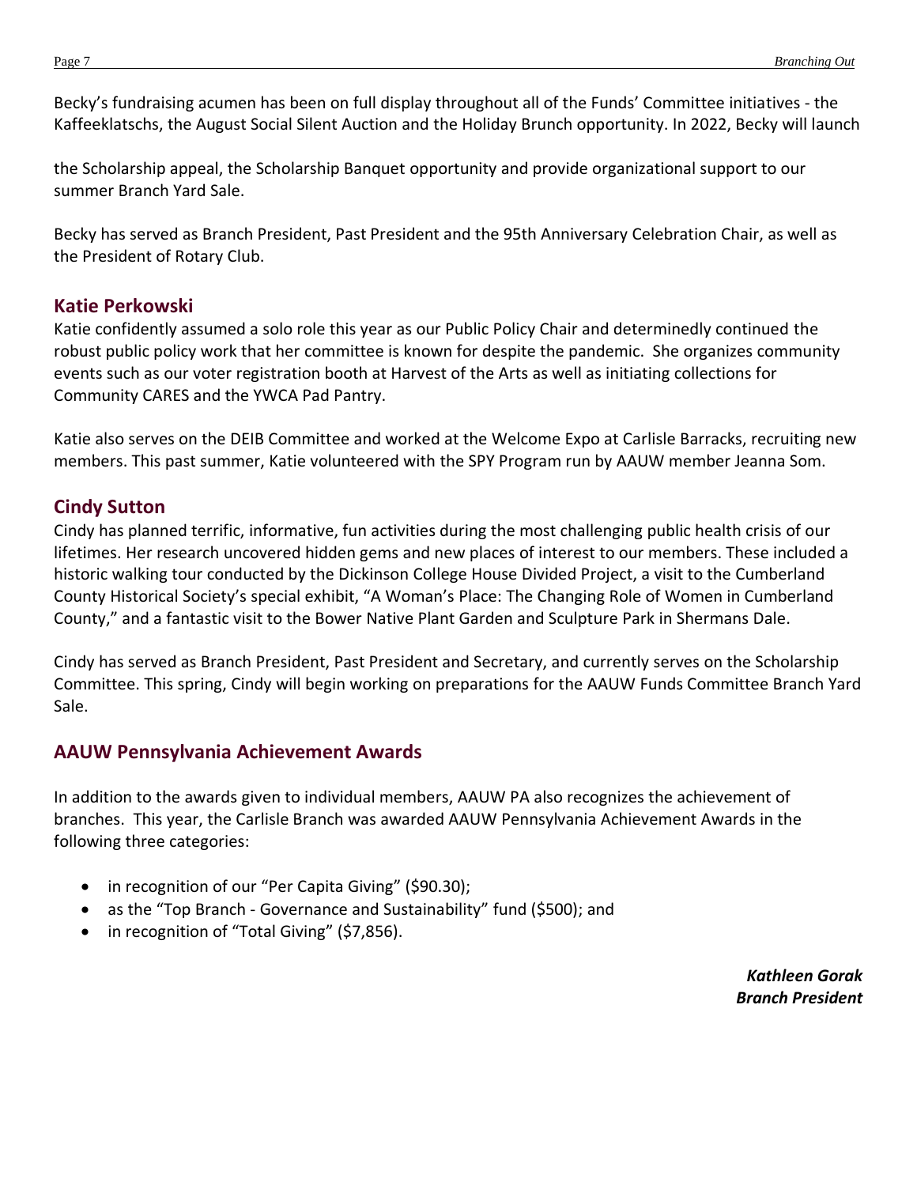Becky's fundraising acumen has been on full display throughout all of the Funds' Committee initiatives - the Kaffeeklatschs, the August Social Silent Auction and the Holiday Brunch opportunity. In 2022, Becky will launch the Scholarship appeal, the Scholarship Banquet opportunity and provide organizational support to our summer Branch Yard Sale.

Becky has served as Branch President, Past President and the 95th Anniversary Celebration Chair, as well as the President of Rotary Club.

## Katie Perkowski

Katie confidently assumed a solo role this year as our Public Policy Chair and determinedly continued the robust public policy work that her committee is known for despite the pandemic. She organizes community events such as our voter registration booth at Harvest of the Arts as well as initiating collections for Community CARES and the YWCA Pad Pantry.

Katie also serves on the DEIB Committee and worked at the Welcome Expo at Carlisle Barracks, recruiting new members. This past summer, Katie volunteered with the SPY Program run by AAUW member Jeanna Som.

## Cindy Sutton

Cindy has planned terrific, informative, fun activities during the most challenging public health crisis of our lifetimes. Her research uncovered hidden gems and new places of interest to our members. These included a historic walking tour conducted by the Dickinson College House Divided Project, a visit to the Cumberland County Historical Society's special exhibit, "A Woman's Place: The Changing Role of Women in Cumberland County," and a fantastic visit to the Bower Native Plant Garden and Sculpture Park in Shermans Dale.

Cindy has served as Branch President, Past President and Secretary, and currently serves on the Scholarship Committee. This spring, Cindy will begin working on preparations for the AAUW Funds Committee Branch Yard Sale.

## AAUW Pennsylvania Achievement Awards

In addition to the awards given to individual members, AAUW PA also recognizes the achievement of branches. This year, the Carlisle Branch was awarded AAUW Pennsylvania Achievement Awards in the following three categories:

- in recognition of our "Per Capita Giving" ($90.30);
- as the "Top Branch - Governance and Sustainability" fund ($500); and
- in recognition of "Total Giving" ($7,856).

***Kathleen Gorak***
***Branch President***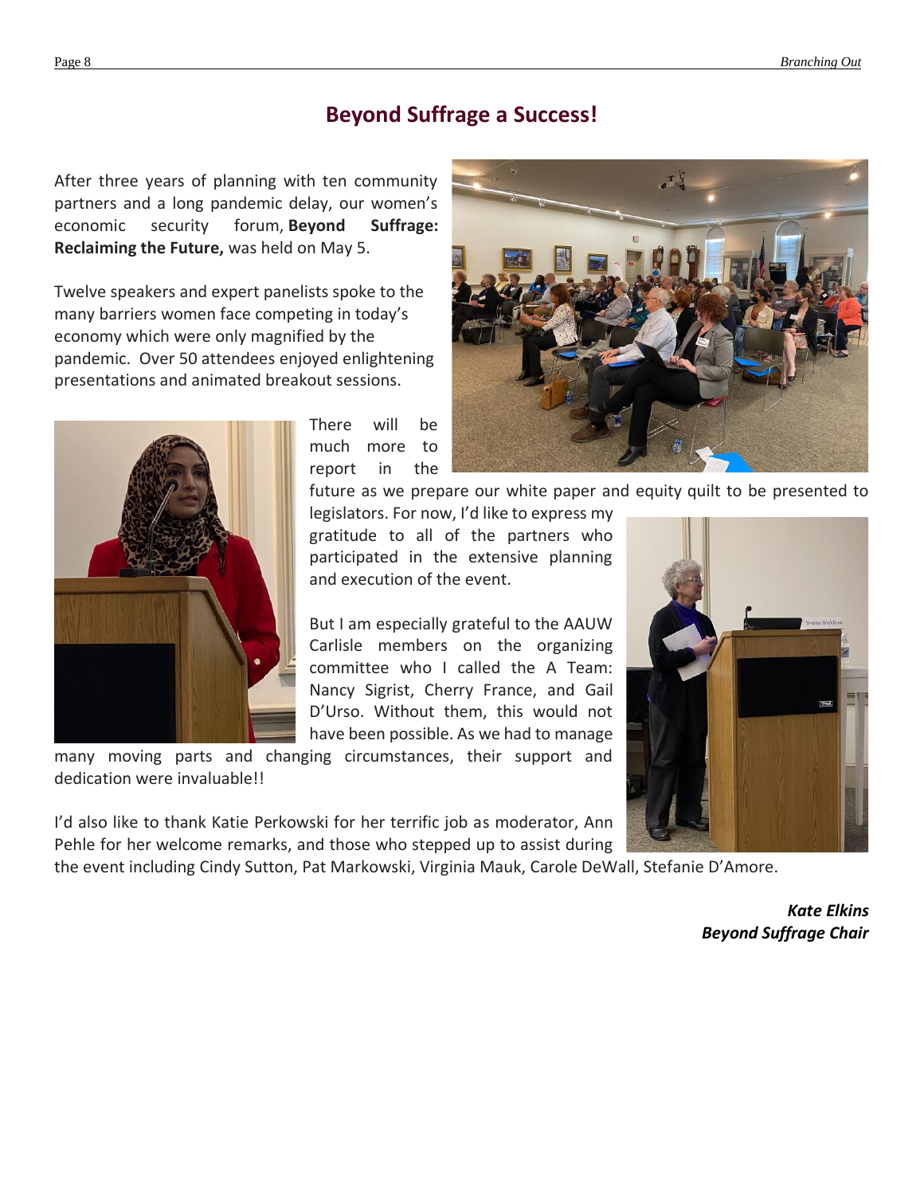# Beyond Suffrage a Success!

After three years of planning with ten community partners and a long pandemic delay, our women's economic security forum, **Beyond Suffrage: Reclaiming the Future,** was held on May 5.

Twelve speakers and expert panelists spoke to the many barriers women face competing in today's economy which were only magnified by the pandemic. Over 50 attendees enjoyed enlightening presentations and animated breakout sessions.

There will be much more to report in the future as we prepare our white paper and equity quilt to be presented to legislators. For now, I'd like to express my gratitude to all of the partners who participated in the extensive planning and execution of the event.

But I am especially grateful to the AAUW Carlisle members on the organizing committee who I called the A Team: Nancy Sigrist, Cherry France, and Gail D'Urso. Without them, this would not have been possible. As we had to manage many moving parts and changing circumstances, their support and dedication were invaluable!!

I'd also like to thank Katie Perkowski for her terrific job as moderator, Ann Pehle for her welcome remarks, and those who stepped up to assist during the event including Cindy Sutton, Pat Markowski, Virginia Mauk, Carole DeWall, Stefanie D'Amore.

***Kate Elkins***
***Beyond Suffrage Chair***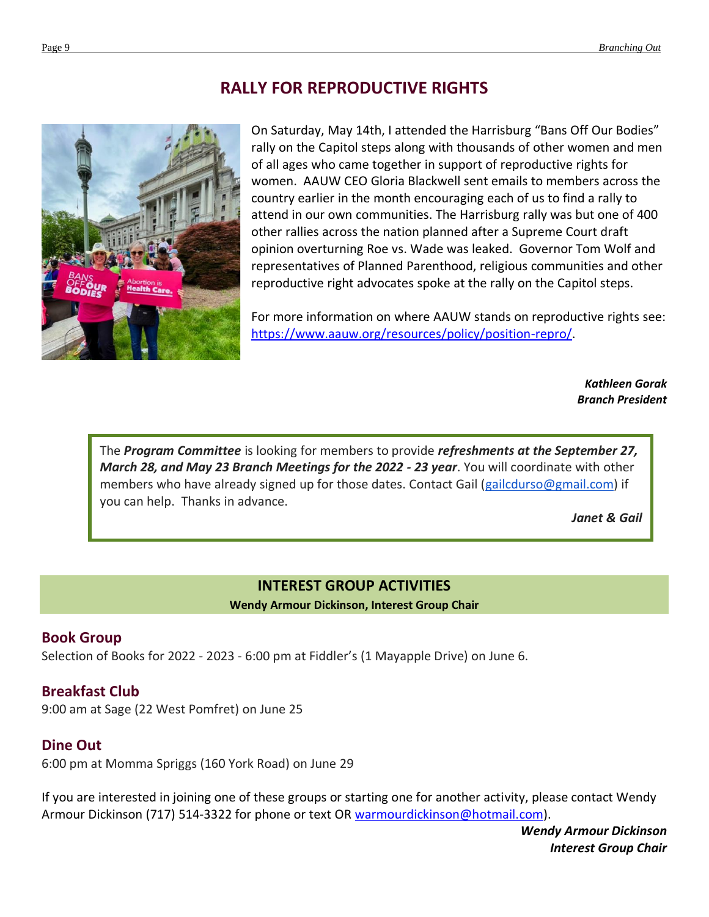## RALLY FOR REPRODUCTIVE RIGHTS

On Saturday, May 14th, I attended the Harrisburg "Bans Off Our Bodies" rally on the Capitol steps along with thousands of other women and men of all ages who came together in support of reproductive rights for women. AAUW CEO Gloria Blackwell sent emails to members across the country earlier in the month encouraging each of us to find a rally to attend in our own communities. The Harrisburg rally was but one of 400 other rallies across the nation planned after a Supreme Court draft opinion overturning Roe vs. Wade was leaked. Governor Tom Wolf and representatives of Planned Parenthood, religious communities and other reproductive right advocates spoke at the rally on the Capitol steps.

For more information on where AAUW stands on reproductive rights see: https://www.aauw.org/resources/policy/position-repro/.

***Kathleen Gorak***
***Branch President***

The ***Program Committee*** is looking for members to provide ***refreshments at the September 27, March 28, and May 23 Branch Meetings for the 2022 - 23 year***. You will coordinate with other members who have already signed up for those dates. Contact Gail (gailcdurso@gmail.com) if you can help. Thanks in advance.

***Janet & Gail***

## INTEREST GROUP ACTIVITIES

**Wendy Armour Dickinson, Interest Group Chair**

### Book Group

Selection of Books for 2022 - 2023 - 6:00 pm at Fiddler's (1 Mayapple Drive) on June 6.

### Breakfast Club

9:00 am at Sage (22 West Pomfret) on June 25

### Dine Out

6:00 pm at Momma Spriggs (160 York Road) on June 29

If you are interested in joining one of these groups or starting one for another activity, please contact Wendy Armour Dickinson (717) 514-3322 for phone or text OR warmourdickinson@hotmail.com).

***Wendy Armour Dickinson***
***Interest Group Chair***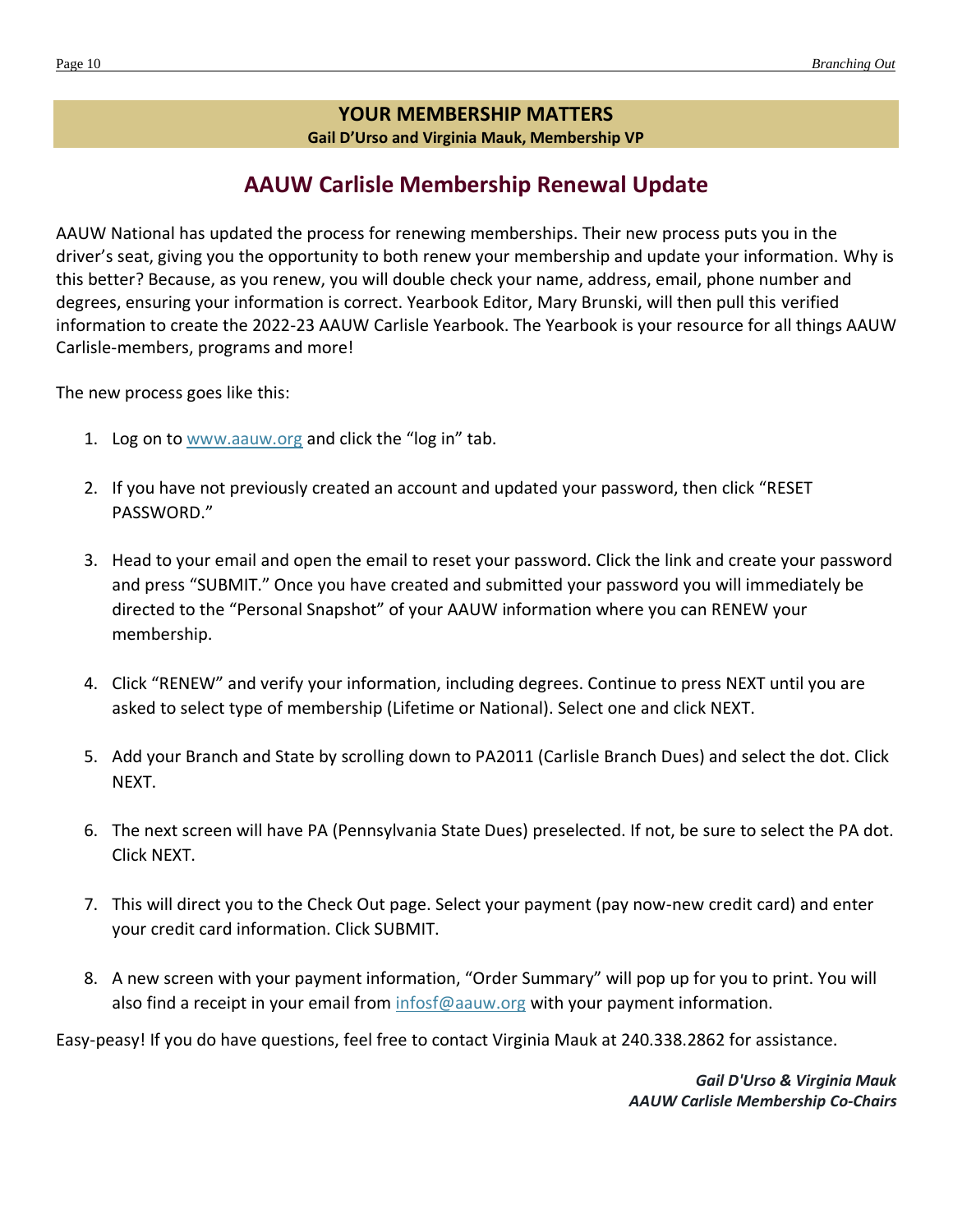## YOUR MEMBERSHIP MATTERS

**Gail D'Urso and Virginia Mauk, Membership VP**

# AAUW Carlisle Membership Renewal Update

AAUW National has updated the process for renewing memberships. Their new process puts you in the driver's seat, giving you the opportunity to both renew your membership and update your information. Why is this better? Because, as you renew, you will double check your name, address, email, phone number and degrees, ensuring your information is correct. Yearbook Editor, Mary Brunski, will then pull this verified information to create the 2022-23 AAUW Carlisle Yearbook. The Yearbook is your resource for all things AAUW Carlisle-members, programs and more!

The new process goes like this:

1. Log on to [www.aauw.org](http://www.aauw.org) and click the "log in" tab.
2. If you have not previously created an account and updated your password, then click "RESET PASSWORD."
3. Head to your email and open the email to reset your password. Click the link and create your password and press "SUBMIT." Once you have created and submitted your password you will immediately be directed to the "Personal Snapshot" of your AAUW information where you can RENEW your membership.
4. Click "RENEW" and verify your information, including degrees. Continue to press NEXT until you are asked to select type of membership (Lifetime or National). Select one and click NEXT.
5. Add your Branch and State by scrolling down to PA2011 (Carlisle Branch Dues) and select the dot. Click NEXT.
6. The next screen will have PA (Pennsylvania State Dues) preselected. If not, be sure to select the PA dot. Click NEXT.
7. This will direct you to the Check Out page. Select your payment (pay now-new credit card) and enter your credit card information. Click SUBMIT.
8. A new screen with your payment information, "Order Summary" will pop up for you to print. You will also find a receipt in your email from [infosf@aauw.org](mailto:infosf@aauw.org) with your payment information.

Easy-peasy! If you do have questions, feel free to contact Virginia Mauk at 240.338.2862 for assistance.

***Gail D'Urso & Virginia Mauk***
***AAUW Carlisle Membership Co-Chairs***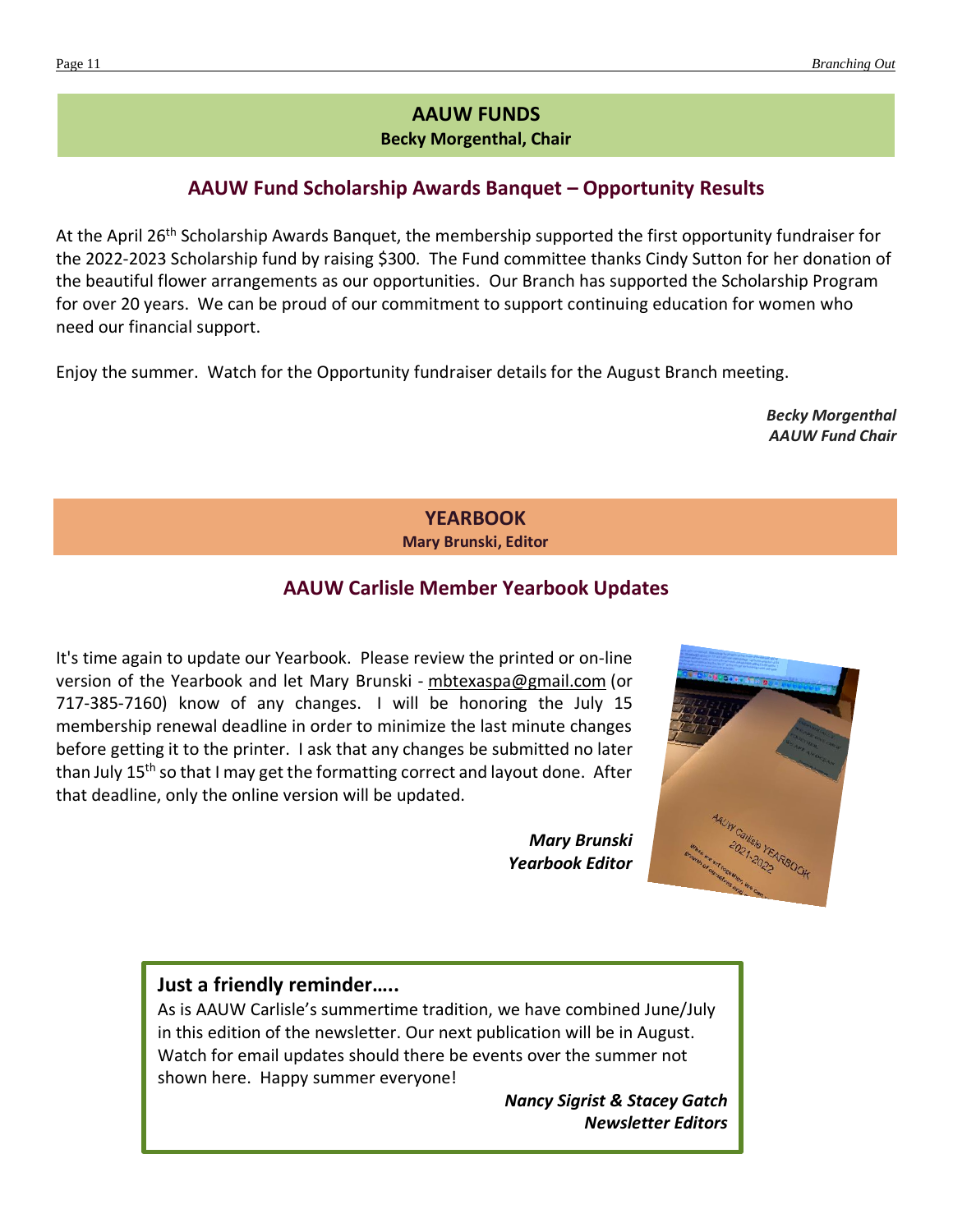## AAUW FUNDS

**Becky Morgenthal, Chair**

### AAUW Fund Scholarship Awards Banquet – Opportunity Results

At the April 26th Scholarship Awards Banquet, the membership supported the first opportunity fundraiser for the 2022-2023 Scholarship fund by raising $300. The Fund committee thanks Cindy Sutton for her donation of the beautiful flower arrangements as our opportunities. Our Branch has supported the Scholarship Program for over 20 years. We can be proud of our commitment to support continuing education for women who need our financial support.

Enjoy the summer. Watch for the Opportunity fundraiser details for the August Branch meeting.

***Becky Morgenthal***
***AAUW Fund Chair***

## YEARBOOK

**Mary Brunski, Editor**

### AAUW Carlisle Member Yearbook Updates

It's time again to update our Yearbook. Please review the printed or on-line version of the Yearbook and let Mary Brunski - mbtexaspa@gmail.com (or 717-385-7160) know of any changes. I will be honoring the July 15 membership renewal deadline in order to minimize the last minute changes before getting it to the printer. I ask that any changes be submitted no later than July 15th so that I may get the formatting correct and layout done. After that deadline, only the online version will be updated.

***Mary Brunski***
***Yearbook Editor***

**Just a friendly reminder…..**

As is AAUW Carlisle's summertime tradition, we have combined June/July in this edition of the newsletter. Our next publication will be in August. Watch for email updates should there be events over the summer not shown here. Happy summer everyone!

***Nancy Sigrist & Stacey Gatch***
***Newsletter Editors***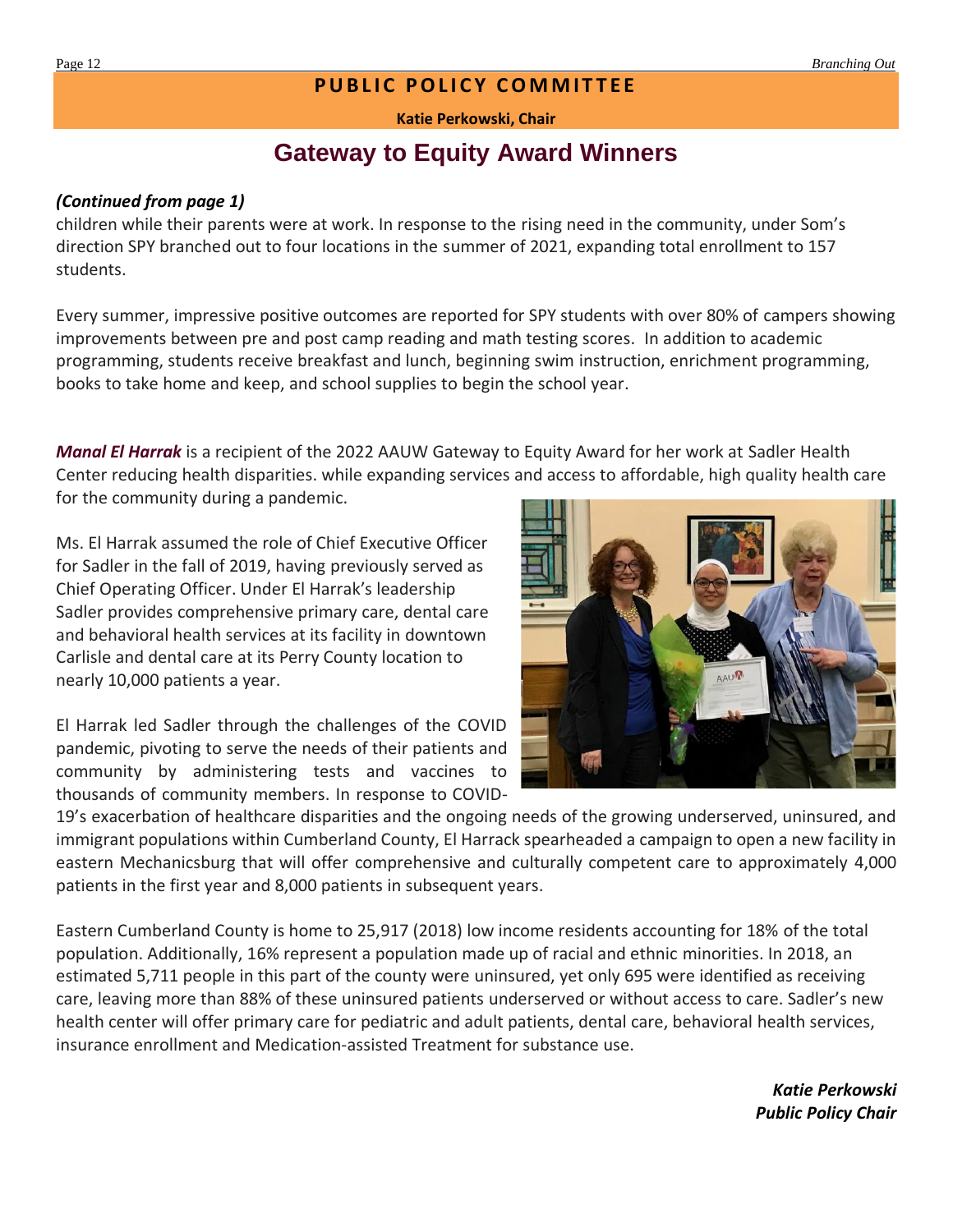## PUBLIC POLICY COMMITTEE

**Katie Perkowski, Chair**

# Gateway to Equity Award Winners

***(Continued from page 1)***

children while their parents were at work. In response to the rising need in the community, under Som's direction SPY branched out to four locations in the summer of 2021, expanding total enrollment to 157 students.

Every summer, impressive positive outcomes are reported for SPY students with over 80% of campers showing improvements between pre and post camp reading and math testing scores. In addition to academic programming, students receive breakfast and lunch, beginning swim instruction, enrichment programming, books to take home and keep, and school supplies to begin the school year.

***Manal El Harrak*** is a recipient of the 2022 AAUW Gateway to Equity Award for her work at Sadler Health Center reducing health disparities. while expanding services and access to affordable, high quality health care for the community during a pandemic.

Ms. El Harrak assumed the role of Chief Executive Officer for Sadler in the fall of 2019, having previously served as Chief Operating Officer. Under El Harrak's leadership Sadler provides comprehensive primary care, dental care and behavioral health services at its facility in downtown Carlisle and dental care at its Perry County location to nearly 10,000 patients a year.

El Harrak led Sadler through the challenges of the COVID pandemic, pivoting to serve the needs of their patients and community by administering tests and vaccines to thousands of community members. In response to COVID-19's exacerbation of healthcare disparities and the ongoing needs of the growing underserved, uninsured, and immigrant populations within Cumberland County, El Harrack spearheaded a campaign to open a new facility in eastern Mechanicsburg that will offer comprehensive and culturally competent care to approximately 4,000 patients in the first year and 8,000 patients in subsequent years.

Eastern Cumberland County is home to 25,917 (2018) low income residents accounting for 18% of the total population. Additionally, 16% represent a population made up of racial and ethnic minorities. In 2018, an estimated 5,711 people in this part of the county were uninsured, yet only 695 were identified as receiving care, leaving more than 88% of these uninsured patients underserved or without access to care. Sadler's new health center will offer primary care for pediatric and adult patients, dental care, behavioral health services, insurance enrollment and Medication-assisted Treatment for substance use.

***Katie Perkowski***
***Public Policy Chair***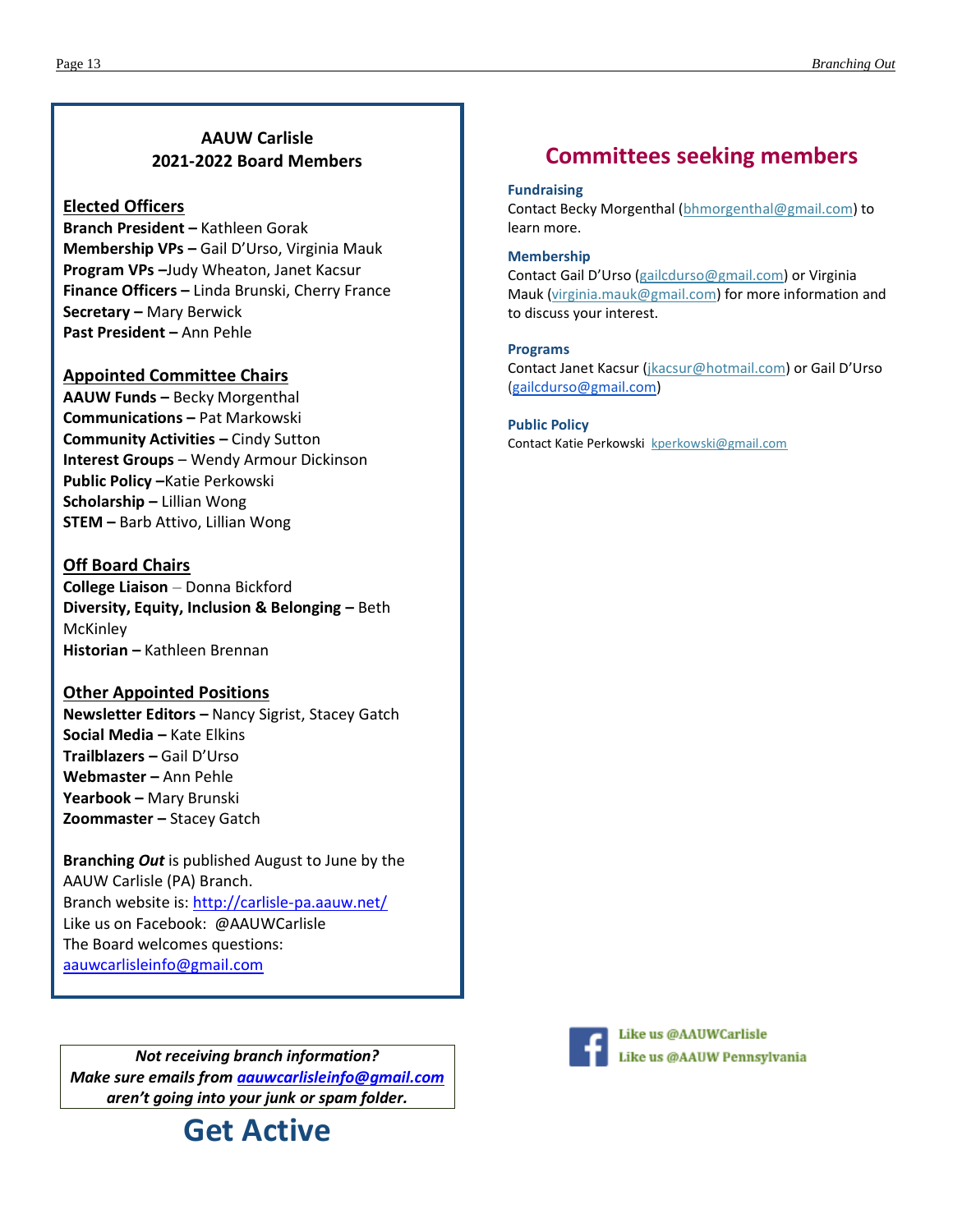## AAUW Carlisle
## 2021-2022 Board Members

### Elected Officers

**Branch President –** Kathleen Gorak
**Membership VPs –** Gail D'Urso, Virginia Mauk
**Program VPs –**Judy Wheaton, Janet Kacsur
**Finance Officers –** Linda Brunski, Cherry France
**Secretary –** Mary Berwick
**Past President –** Ann Pehle

### Appointed Committee Chairs

**AAUW Funds –** Becky Morgenthal
**Communications –** Pat Markowski
**Community Activities –** Cindy Sutton
**Interest Groups** – Wendy Armour Dickinson
**Public Policy –**Katie Perkowski
**Scholarship –** Lillian Wong
**STEM –** Barb Attivo, Lillian Wong

### Off Board Chairs

**College Liaison** – Donna Bickford
**Diversity, Equity, Inclusion & Belonging –** Beth McKinley
**Historian –** Kathleen Brennan

### Other Appointed Positions

**Newsletter Editors –** Nancy Sigrist, Stacey Gatch
**Social Media –** Kate Elkins
**Trailblazers –** Gail D'Urso
**Webmaster –** Ann Pehle
**Yearbook –** Mary Brunski
**Zoommaster –** Stacey Gatch

**Branching *Out*** is published August to June by the AAUW Carlisle (PA) Branch.
Branch website is: http://carlisle-pa.aauw.net/
Like us on Facebook: @AAUWCarlisle
The Board welcomes questions:
aauwcarlisleinfo@gmail.com

***Not receiving branch information?***
***Make sure emails from aauwcarlisleinfo@gmail.com aren't going into your junk or spam folder.***

# Get Active

## Committees seeking members

**Fundraising**
Contact Becky Morgenthal (bhmorgenthal@gmail.com) to learn more.

**Membership**
Contact Gail D'Urso (gailcdurso@gmail.com) or Virginia Mauk (virginia.mauk@gmail.com) for more information and to discuss your interest.

**Programs**
Contact Janet Kacsur (jkacsur@hotmail.com) or Gail D'Urso (gailcdurso@gmail.com)

**Public Policy**
Contact Katie Perkowski kperkowski@gmail.com

Like us @AAUWCarlisle
Like us @AAUW Pennsylvania